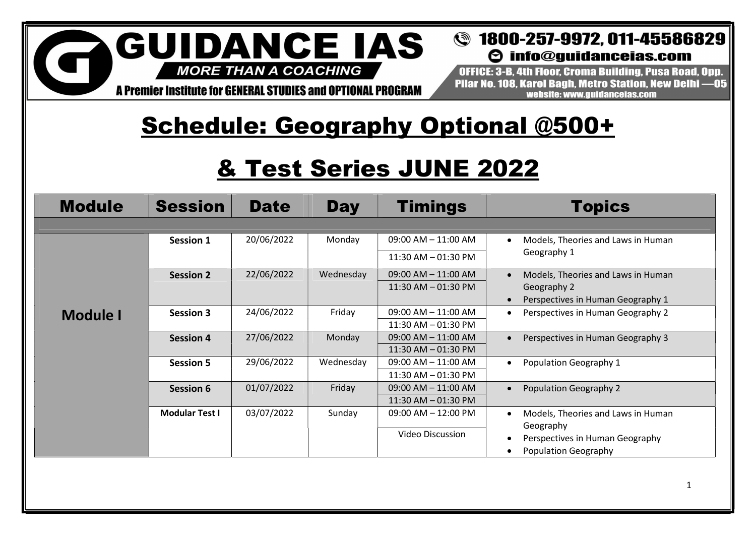**GUIDANCE IAS**
*MORE THAN A COACHING*
A Premier Institute for GENERAL STUDIES and OPTIONAL PROGRAM

1800-257-9972, 011-45586829
info@guidanceias.com
OFFICE: 3-B, 4th Floor, Croma Building, Pusa Road, Opp. Pilar No. 108, Karol Bagh, Metro Station, New Delhi —05
website: www.guidanceias.com

# Schedule: Geography Optional @500+

# & Test Series JUNE 2022

| Module | Session | Date | Day | Timings | Topics |
|---|---|---|---|---|---|
| **Module I** | **Session 1** | 20/06/2022 | Monday | 09:00 AM – 11:00 AM<br>11:30 AM – 01:30 PM | • Models, Theories and Laws in Human Geography 1 |
| | **Session 2** | 22/06/2022 | Wednesday | 09:00 AM – 11:00 AM<br>11:30 AM – 01:30 PM | • Models, Theories and Laws in Human Geography 2<br>• Perspectives in Human Geography 1 |
| | **Session 3** | 24/06/2022 | Friday | 09:00 AM – 11:00 AM<br>11:30 AM – 01:30 PM | • Perspectives in Human Geography 2 |
| | **Session 4** | 27/06/2022 | Monday | 09:00 AM – 11:00 AM<br>11:30 AM – 01:30 PM | • Perspectives in Human Geography 3 |
| | **Session 5** | 29/06/2022 | Wednesday | 09:00 AM – 11:00 AM<br>11:30 AM – 01:30 PM | • Population Geography 1 |
| | **Session 6** | 01/07/2022 | Friday | 09:00 AM – 11:00 AM<br>11:30 AM – 01:30 PM | • Population Geography 2 |
| | **Modular Test I** | 03/07/2022 | Sunday | 09:00 AM – 12:00 PM<br>Video Discussion | • Models, Theories and Laws in Human Geography<br>• Perspectives in Human Geography<br>• Population Geography |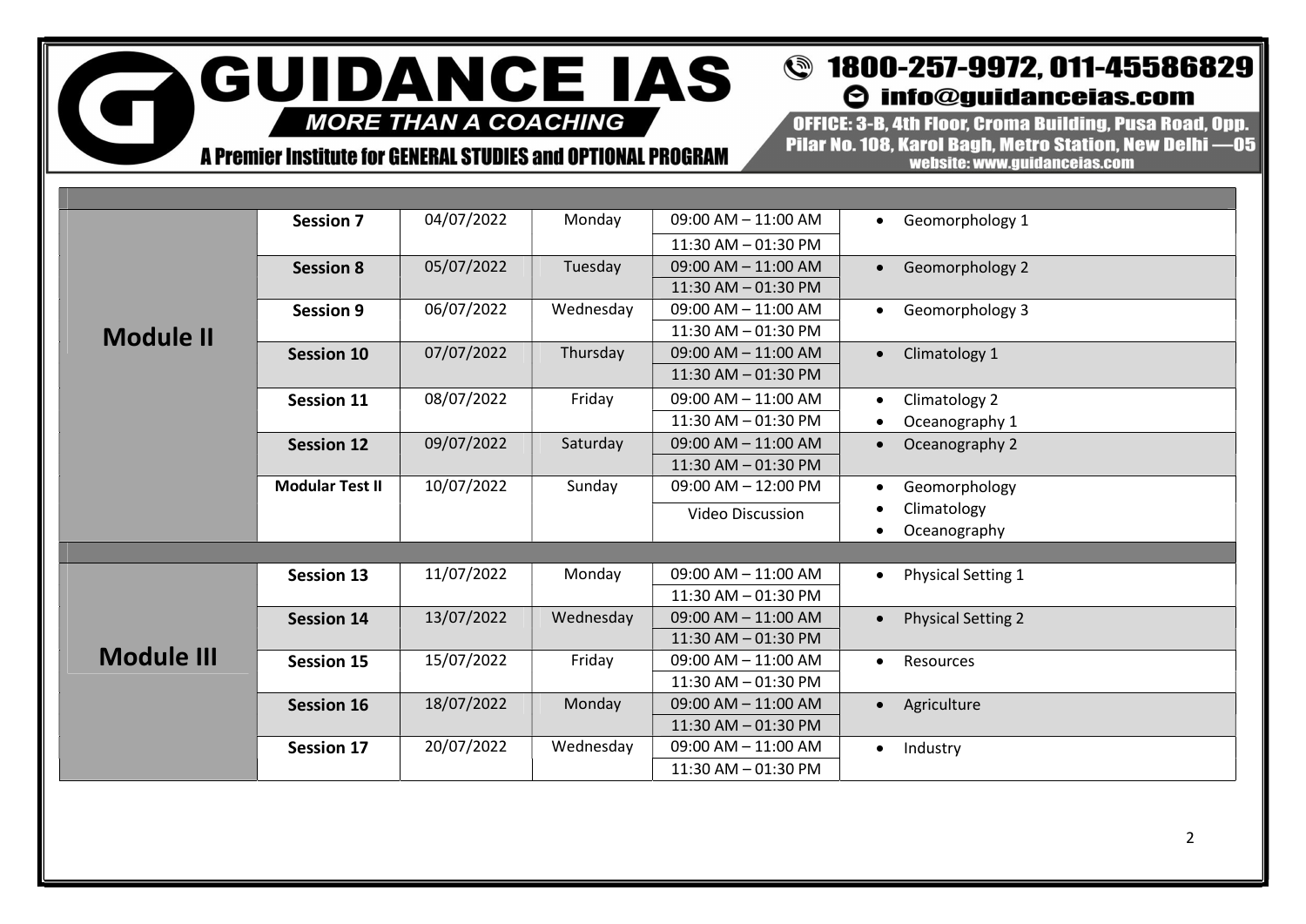| | | | | | |
|---|---|---|---|---|---|
| **Module II** | **Session 7** | 04/07/2022 | Monday | 09:00 AM – 11:00 AM<br>11:30 AM – 01:30 PM | • Geomorphology 1 |
| | **Session 8** | 05/07/2022 | Tuesday | 09:00 AM – 11:00 AM<br>11:30 AM – 01:30 PM | • Geomorphology 2 |
| | **Session 9** | 06/07/2022 | Wednesday | 09:00 AM – 11:00 AM<br>11:30 AM – 01:30 PM | • Geomorphology 3 |
| | **Session 10** | 07/07/2022 | Thursday | 09:00 AM – 11:00 AM<br>11:30 AM – 01:30 PM | • Climatology 1 |
| | **Session 11** | 08/07/2022 | Friday | 09:00 AM – 11:00 AM<br>11:30 AM – 01:30 PM | • Climatology 2<br>• Oceanography 1 |
| | **Session 12** | 09/07/2022 | Saturday | 09:00 AM – 11:00 AM<br>11:30 AM – 01:30 PM | • Oceanography 2 |
| | **Modular Test II** | 10/07/2022 | Sunday | 09:00 AM – 12:00 PM<br>Video Discussion | • Geomorphology<br>• Climatology<br>• Oceanography |
| **Module III** | **Session 13** | 11/07/2022 | Monday | 09:00 AM – 11:00 AM<br>11:30 AM – 01:30 PM | • Physical Setting 1 |
| | **Session 14** | 13/07/2022 | Wednesday | 09:00 AM – 11:00 AM<br>11:30 AM – 01:30 PM | • Physical Setting 2 |
| | **Session 15** | 15/07/2022 | Friday | 09:00 AM – 11:00 AM<br>11:30 AM – 01:30 PM | • Resources |
| | **Session 16** | 18/07/2022 | Monday | 09:00 AM – 11:00 AM<br>11:30 AM – 01:30 PM | • Agriculture |
| | **Session 17** | 20/07/2022 | Wednesday | 09:00 AM – 11:00 AM<br>11:30 AM – 01:30 PM | • Industry |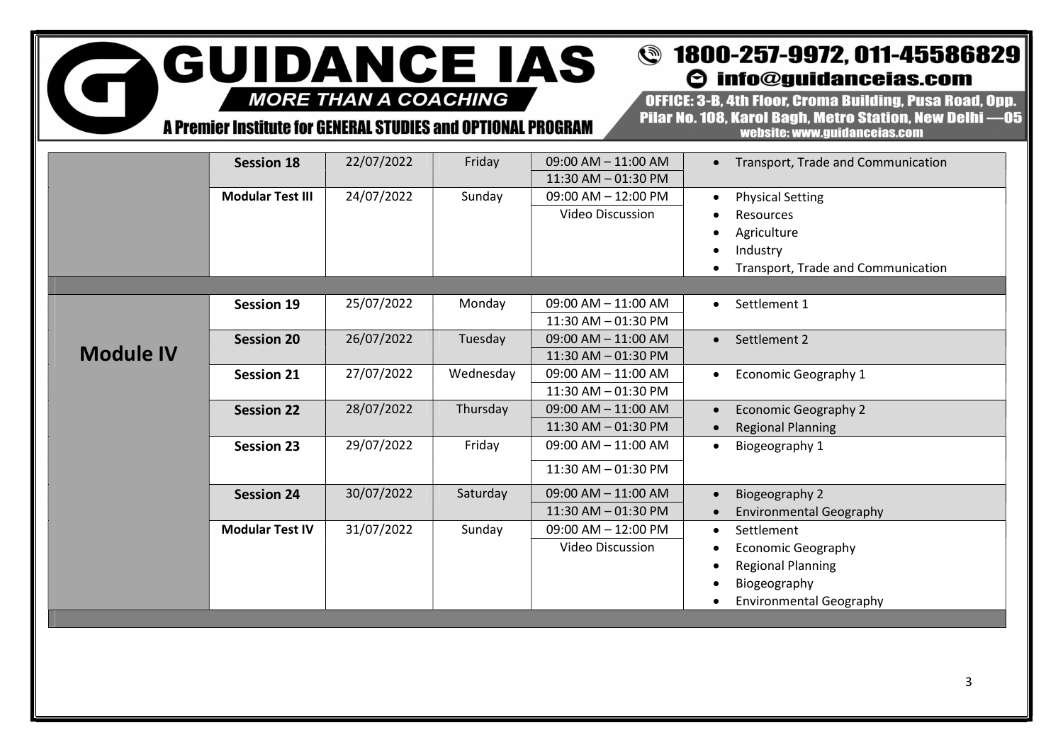| | | | | | |
|---|---|---|---|---|---|
| | **Session 18** | 22/07/2022 | Friday | 09:00 AM – 11:00 AM<br>11:30 AM – 01:30 PM | • Transport, Trade and Communication |
| | **Modular Test III** | 24/07/2022 | Sunday | 09:00 AM – 12:00 PM<br>Video Discussion | • Physical Setting<br>• Resources<br>• Agriculture<br>• Industry<br>• Transport, Trade and Communication |
| | | | | | |
| **Module IV** | **Session 19** | 25/07/2022 | Monday | 09:00 AM – 11:00 AM<br>11:30 AM – 01:30 PM | • Settlement 1 |
| | **Session 20** | 26/07/2022 | Tuesday | 09:00 AM – 11:00 AM<br>11:30 AM – 01:30 PM | • Settlement 2 |
| | **Session 21** | 27/07/2022 | Wednesday | 09:00 AM – 11:00 AM<br>11:30 AM – 01:30 PM | • Economic Geography 1 |
| | **Session 22** | 28/07/2022 | Thursday | 09:00 AM – 11:00 AM<br>11:30 AM – 01:30 PM | • Economic Geography 2<br>• Regional Planning |
| | **Session 23** | 29/07/2022 | Friday | 09:00 AM – 11:00 AM<br>11:30 AM – 01:30 PM | • Biogeography 1 |
| | **Session 24** | 30/07/2022 | Saturday | 09:00 AM – 11:00 AM<br>11:30 AM – 01:30 PM | • Biogeography 2<br>• Environmental Geography |
| | **Modular Test IV** | 31/07/2022 | Sunday | 09:00 AM – 12:00 PM<br>Video Discussion | • Settlement<br>• Economic Geography<br>• Regional Planning<br>• Biogeography<br>• Environmental Geography |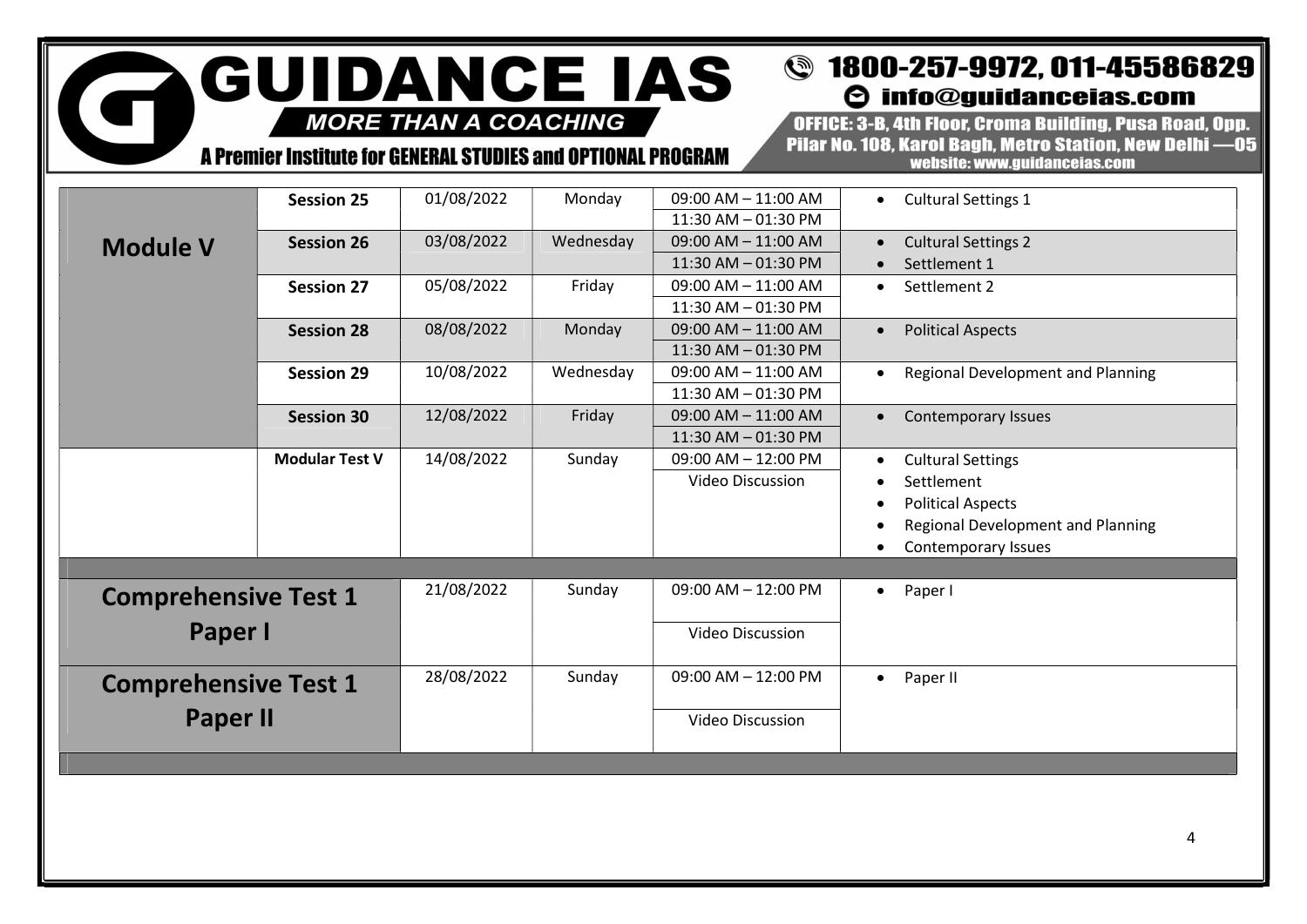| | Session | Date | Day | Time | Topics |
|---|---|---|---|---|---|
| **Module V** | **Session 25** | 01/08/2022 | Monday | 09:00 AM – 11:00 AM<br>11:30 AM – 01:30 PM | • Cultural Settings 1 |
| | **Session 26** | 03/08/2022 | Wednesday | 09:00 AM – 11:00 AM<br>11:30 AM – 01:30 PM | • Cultural Settings 2<br>• Settlement 1 |
| | **Session 27** | 05/08/2022 | Friday | 09:00 AM – 11:00 AM<br>11:30 AM – 01:30 PM | • Settlement 2 |
| | **Session 28** | 08/08/2022 | Monday | 09:00 AM – 11:00 AM<br>11:30 AM – 01:30 PM | • Political Aspects |
| | **Session 29** | 10/08/2022 | Wednesday | 09:00 AM – 11:00 AM<br>11:30 AM – 01:30 PM | • Regional Development and Planning |
| | **Session 30** | 12/08/2022 | Friday | 09:00 AM – 11:00 AM<br>11:30 AM – 01:30 PM | • Contemporary Issues |
| | **Modular Test V** | 14/08/2022 | Sunday | 09:00 AM – 12:00 PM<br>Video Discussion | • Cultural Settings<br>• Settlement<br>• Political Aspects<br>• Regional Development and Planning<br>• Contemporary Issues |
| **Comprehensive Test 1 Paper I** | | 21/08/2022 | Sunday | 09:00 AM – 12:00 PM<br>Video Discussion | • Paper I |
| **Comprehensive Test 1 Paper II** | | 28/08/2022 | Sunday | 09:00 AM – 12:00 PM<br>Video Discussion | • Paper II |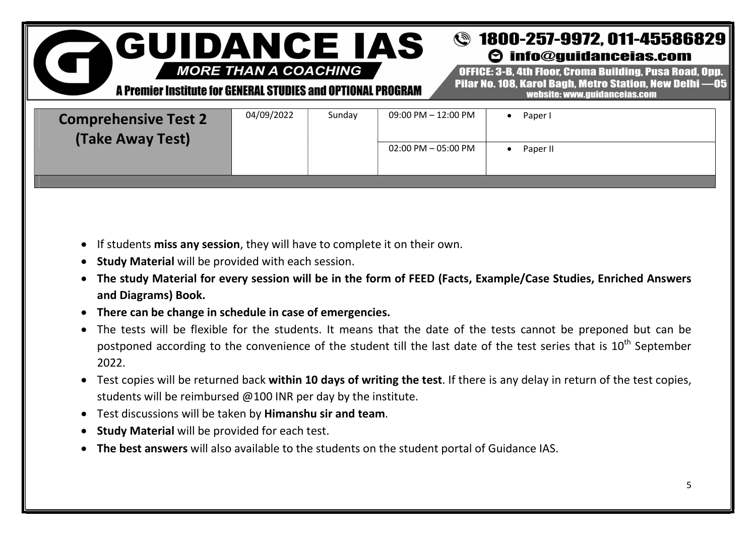| Comprehensive Test 2 (Take Away Test) | 04/09/2022 | Sunday | 09:00 PM – 12:00 PM | • Paper I |
|---|---|---|---|---|
| | | | 02:00 PM – 05:00 PM | • Paper II |

- If students **miss any session**, they will have to complete it on their own.
- **Study Material** will be provided with each session.
- **The study Material for every session will be in the form of FEED (Facts, Example/Case Studies, Enriched Answers and Diagrams) Book.**
- **There can be change in schedule in case of emergencies.**
- The tests will be flexible for the students. It means that the date of the tests cannot be preponed but can be postponed according to the convenience of the student till the last date of the test series that is 10th September 2022.
- Test copies will be returned back **within 10 days of writing the test**. If there is any delay in return of the test copies, students will be reimbursed @100 INR per day by the institute.
- Test discussions will be taken by **Himanshu sir and team**.
- **Study Material** will be provided for each test.
- **The best answers** will also available to the students on the student portal of Guidance IAS.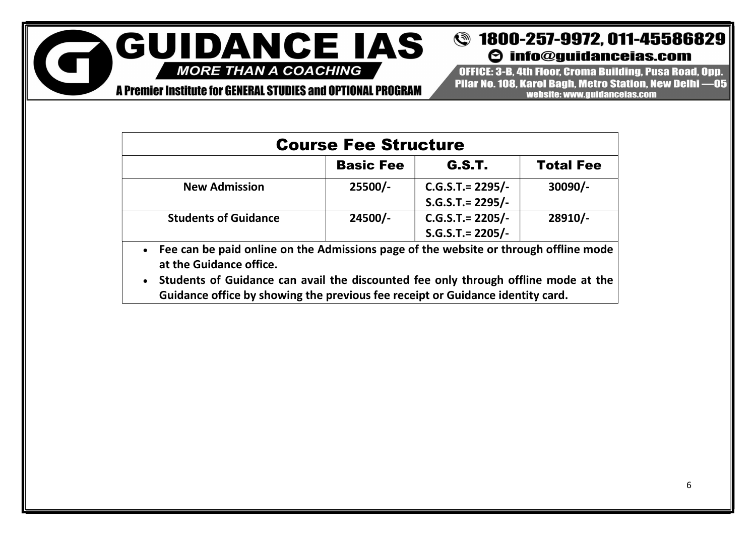## Course Fee Structure

| | Basic Fee | G.S.T. | Total Fee |
|---|---|---|---|
| **New Admission** | **25500/-** | **C.G.S.T.= 2295/-**<br>**S.G.S.T.= 2295/-** | **30090/-** |
| **Students of Guidance** | **24500/-** | **C.G.S.T.= 2205/-**<br>**S.G.S.T.= 2205/-** | **28910/-** |

- **Fee can be paid online on the Admissions page of the website or through offline mode at the Guidance office.**
- **Students of Guidance can avail the discounted fee only through offline mode at the Guidance office by showing the previous fee receipt or Guidance identity card.**